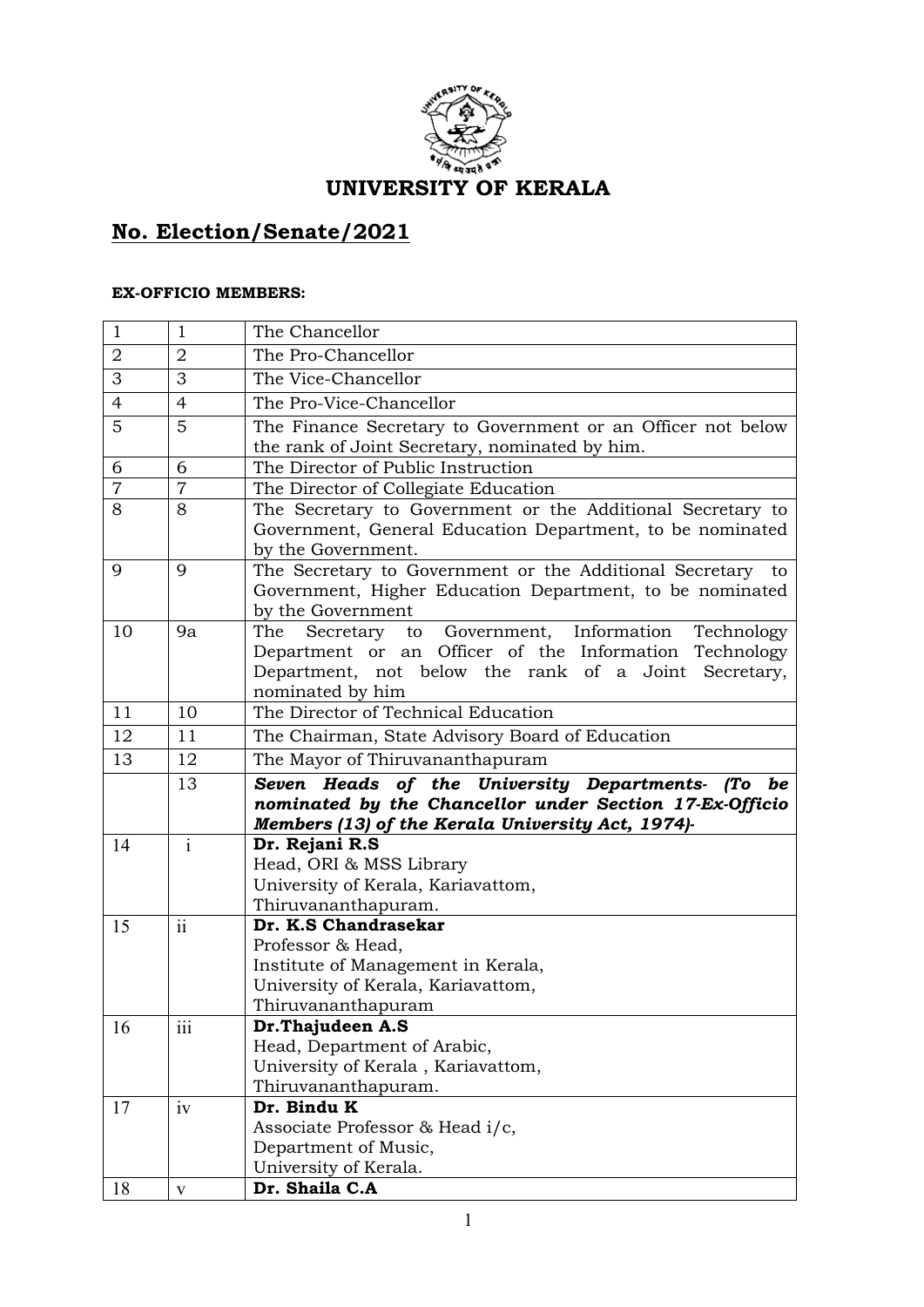# UNIVERSITY OF KERALA

## No. Election/Senate/2021

**EX-OFFICIO MEMBERS:**

| | | |
|---|---|---|
| 1 | 1 | The Chancellor |
| 2 | 2 | The Pro-Chancellor |
| 3 | 3 | The Vice-Chancellor |
| 4 | 4 | The Pro-Vice-Chancellor |
| 5 | 5 | The Finance Secretary to Government or an Officer not below the rank of Joint Secretary, nominated by him. |
| 6 | 6 | The Director of Public Instruction |
| 7 | 7 | The Director of Collegiate Education |
| 8 | 8 | The Secretary to Government or the Additional Secretary to Government, General Education Department, to be nominated by the Government. |
| 9 | 9 | The Secretary to Government or the Additional Secretary to Government, Higher Education Department, to be nominated by the Government |
| 10 | 9a | The Secretary to Government, Information Technology Department or an Officer of the Information Technology Department, not below the rank of a Joint Secretary, nominated by him |
| 11 | 10 | The Director of Technical Education |
| 12 | 11 | The Chairman, State Advisory Board of Education |
| 13 | 12 | The Mayor of Thiruvananthapuram |
| | 13 | ***Seven Heads of the University Departments- (To be nominated by the Chancellor under Section 17-Ex-Officio Members (13) of the Kerala University Act, 1974)-*** |
| 14 | i | **Dr. Rejani R.S**<br>Head, ORI & MSS Library<br>University of Kerala, Kariavattom,<br>Thiruvananthapuram. |
| 15 | ii | **Dr. K.S Chandrasekar**<br>Professor & Head,<br>Institute of Management in Kerala,<br>University of Kerala, Kariavattom,<br>Thiruvananthapuram |
| 16 | iii | **Dr.Thajudeen A.S**<br>Head, Department of Arabic,<br>University of Kerala , Kariavattom,<br>Thiruvananthapuram. |
| 17 | iv | **Dr. Bindu K**<br>Associate Professor & Head i/c,<br>Department of Music,<br>University of Kerala. |
| 18 | v | **Dr. Shaila C.A** |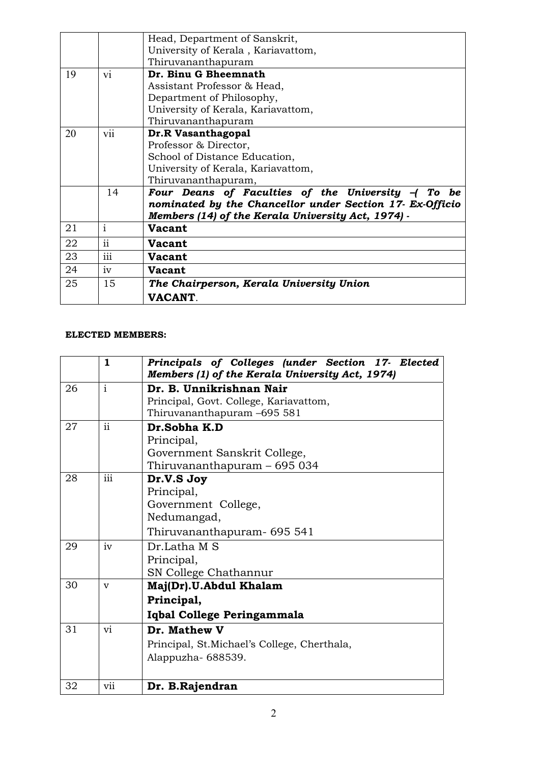|  |  | Head, Department of Sanskrit, University of Kerala , Kariavattom, Thiruvananthapuram |
|---|---|---|
| 19 | vi | **Dr. Binu G Bheemnath** Assistant Professor & Head, Department of Philosophy, University of Kerala, Kariavattom, Thiruvananthapuram |
| 20 | vii | **Dr.R Vasanthagopal** Professor & Director, School of Distance Education, University of Kerala, Kariavattom, Thiruvananthapuram, |
|  | 14 | ***Four Deans of Faculties of the University –( To be nominated by the Chancellor under Section 17- Ex-Officio Members (14) of the Kerala University Act, 1974) -*** |
| 21 | i | **Vacant** |
| 22 | ii | **Vacant** |
| 23 | iii | **Vacant** |
| 24 | iv | **Vacant** |
| 25 | 15 | ***The Chairperson, Kerala University Union*** **VACANT**. |

**ELECTED MEMBERS:**

|  | **1** | ***Principals of Colleges (under Section 17- Elected Members (1) of the Kerala University Act, 1974)*** |
|---|---|---|
| 26 | i | **Dr. B. Unnikrishnan Nair** Principal, Govt. College, Kariavattom, Thiruvananthapuram –695 581 |
| 27 | ii | **Dr.Sobha K.D** Principal, Government Sanskrit College, Thiruvananthapuram – 695 034 |
| 28 | iii | **Dr.V.S Joy** Principal, Government College, Nedumangad, Thiruvananthapuram- 695 541 |
| 29 | iv | Dr.Latha M S Principal, SN College Chathannur |
| 30 | v | **Maj(Dr).U.Abdul Khalam** **Principal,** **Iqbal College Peringammala** |
| 31 | vi | **Dr. Mathew V** Principal, St.Michael's College, Cherthala, Alappuzha- 688539. |
| 32 | vii | **Dr. B.Rajendran** |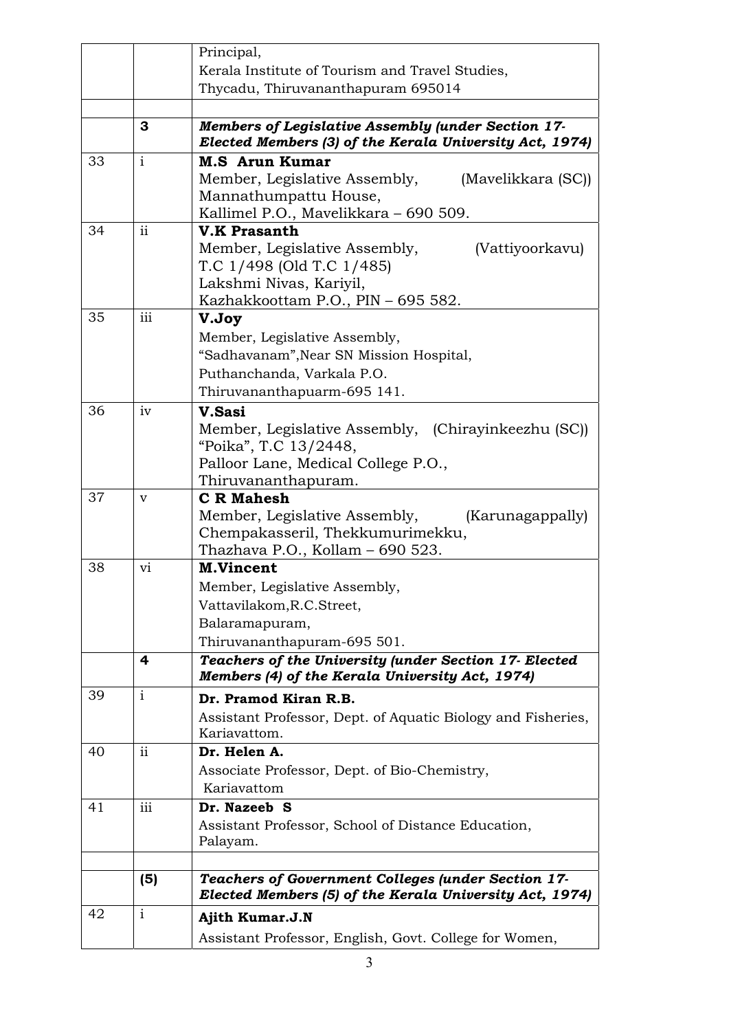| | | |
|---|---|---|
| | | Principal,<br>Kerala Institute of Tourism and Travel Studies,<br>Thycadu, Thiruvananthapuram 695014 |
| | | |
| | **3** | ***Members of Legislative Assembly (under Section 17- Elected Members (3) of the Kerala University Act, 1974)*** |
| 33 | i | **M.S Arun Kumar**<br>Member, Legislative Assembly, (Mavelikkara (SC))<br>Mannathumpattu House,<br>Kallimel P.O., Mavelikkara – 690 509. |
| 34 | ii | **V.K Prasanth**<br>Member, Legislative Assembly, (Vattiyoorkavu)<br>T.C 1/498 (Old T.C 1/485)<br>Lakshmi Nivas, Kariyil,<br>Kazhakkoottam P.O., PIN – 695 582. |
| 35 | iii | **V.Joy**<br>Member, Legislative Assembly,<br>“Sadhavanam”,Near SN Mission Hospital,<br>Puthanchanda, Varkala P.O.<br>Thiruvananthapuarm-695 141. |
| 36 | iv | **V.Sasi**<br>Member, Legislative Assembly, (Chirayinkeezhu (SC))<br>“Poika”, T.C 13/2448,<br>Palloor Lane, Medical College P.O.,<br>Thiruvananthapuram. |
| 37 | v | **C R Mahesh**<br>Member, Legislative Assembly, (Karunagappally)<br>Chempakasseril, Thekkumurimekku,<br>Thazhava P.O., Kollam – 690 523. |
| 38 | vi | **M.Vincent**<br>Member, Legislative Assembly,<br>Vattavilakom,R.C.Street,<br>Balaramapuram,<br>Thiruvananthapuram-695 501. |
| | **4** | ***Teachers of the University (under Section 17- Elected Members (4) of the Kerala University Act, 1974)*** |
| 39 | i | **Dr. Pramod Kiran R.B.**<br>Assistant Professor, Dept. of Aquatic Biology and Fisheries, Kariavattom. |
| 40 | ii | **Dr. Helen A.**<br>Associate Professor, Dept. of Bio-Chemistry,<br>Kariavattom |
| 41 | iii | **Dr. Nazeeb S**<br>Assistant Professor, School of Distance Education,<br>Palayam. |
| | | |
| | **(5)** | ***Teachers of Government Colleges (under Section 17- Elected Members (5) of the Kerala University Act, 1974)*** |
| 42 | i | **Ajith Kumar.J.N**<br>Assistant Professor, English, Govt. College for Women, |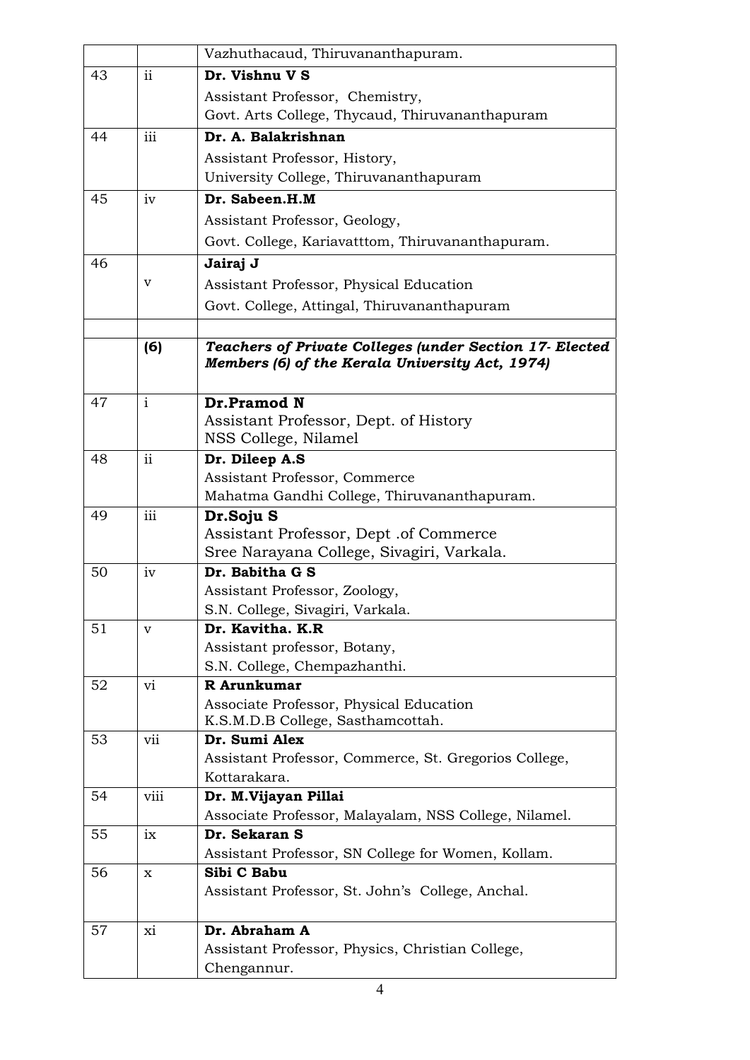| | | |
|---|---|---|
| | | Vazhuthacaud, Thiruvananthapuram. |
| 43 | ii | **Dr. Vishnu V S**<br>Assistant Professor, Chemistry,<br>Govt. Arts College, Thycaud, Thiruvananthapuram |
| 44 | iii | **Dr. A. Balakrishnan**<br>Assistant Professor, History,<br>University College, Thiruvananthapuram |
| 45 | iv | **Dr. Sabeen.H.M**<br>Assistant Professor, Geology,<br>Govt. College, Kariavatttom, Thiruvananthapuram. |
| 46 | v | **Jairaj J**<br>Assistant Professor, Physical Education<br>Govt. College, Attingal, Thiruvananthapuram |
| | | |
| | **(6)** | ***Teachers of Private Colleges (under Section 17- Elected Members (6) of the Kerala University Act, 1974)*** |
| 47 | i | **Dr.Pramod N**<br>Assistant Professor, Dept. of History<br>NSS College, Nilamel |
| 48 | ii | **Dr. Dileep A.S**<br>Assistant Professor, Commerce<br>Mahatma Gandhi College, Thiruvananthapuram. |
| 49 | iii | **Dr.Soju S**<br>Assistant Professor, Dept .of Commerce<br>Sree Narayana College, Sivagiri, Varkala. |
| 50 | iv | **Dr. Babitha G S**<br>Assistant Professor, Zoology,<br>S.N. College, Sivagiri, Varkala. |
| 51 | v | **Dr. Kavitha. K.R**<br>Assistant professor, Botany,<br>S.N. College, Chempazhanthi. |
| 52 | vi | **R Arunkumar**<br>Associate Professor, Physical Education<br>K.S.M.D.B College, Sasthamcottah. |
| 53 | vii | **Dr. Sumi Alex**<br>Assistant Professor, Commerce, St. Gregorios College, Kottarakara. |
| 54 | viii | **Dr. M.Vijayan Pillai**<br>Associate Professor, Malayalam, NSS College, Nilamel. |
| 55 | ix | **Dr. Sekaran S**<br>Assistant Professor, SN College for Women, Kollam. |
| 56 | x | **Sibi C Babu**<br>Assistant Professor, St. John's College, Anchal. |
| 57 | xi | **Dr. Abraham A**<br>Assistant Professor, Physics, Christian College, Chengannur. |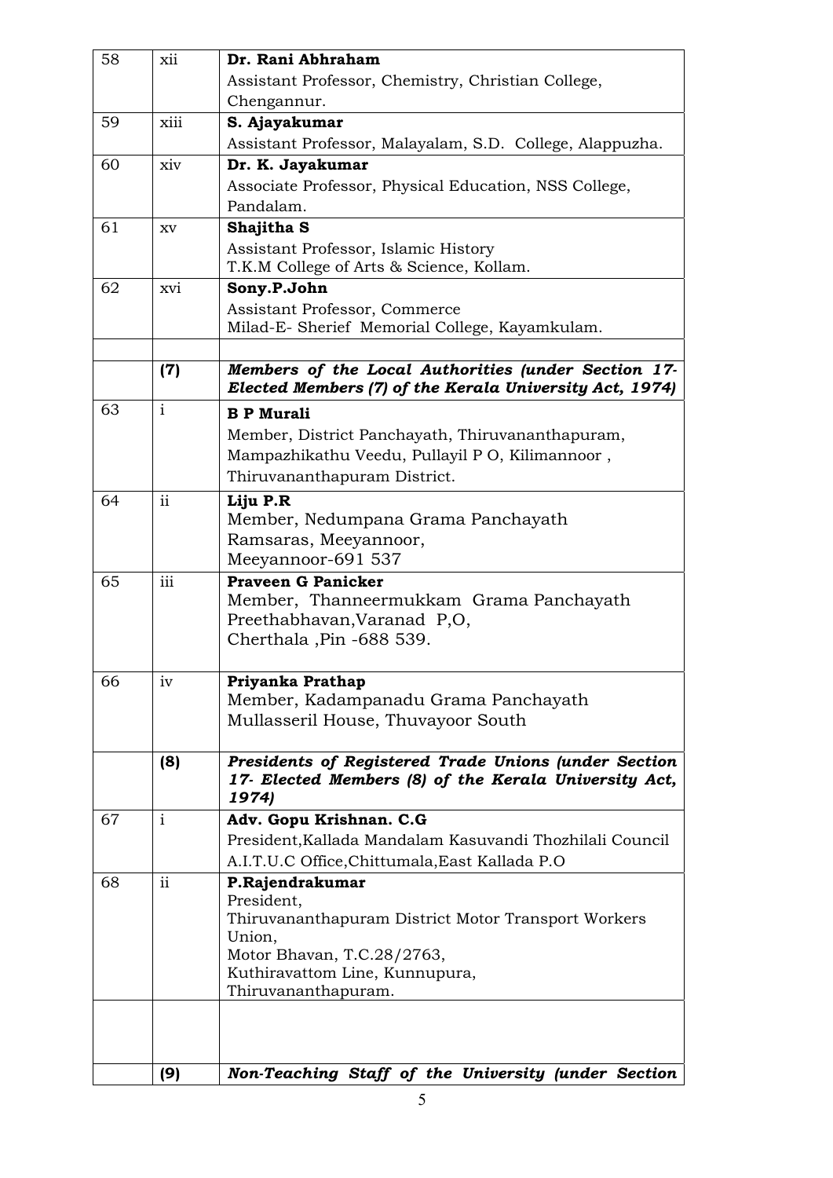| | | |
|---|---|---|
| 58 | xii | **Dr. Rani Abhraham**<br>Assistant Professor, Chemistry, Christian College, Chengannur. |
| 59 | xiii | **S. Ajayakumar**<br>Assistant Professor, Malayalam, S.D. College, Alappuzha. |
| 60 | xiv | **Dr. K. Jayakumar**<br>Associate Professor, Physical Education, NSS College, Pandalam. |
| 61 | xv | **Shajitha S**<br>Assistant Professor, Islamic History<br>T.K.M College of Arts & Science, Kollam. |
| 62 | xvi | **Sony.P.John**<br>Assistant Professor, Commerce<br>Milad-E- Sherief Memorial College, Kayamkulam. |
| | | |
| | **(7)** | ***Members of the Local Authorities (under Section 17- Elected Members (7) of the Kerala University Act, 1974)*** |
| 63 | i | **B P Murali**<br>Member, District Panchayath, Thiruvananthapuram,<br>Mampazhikathu Veedu, Pullayil P O, Kilimannoor ,<br>Thiruvananthapuram District. |
| 64 | ii | **Liju P.R**<br>Member, Nedumpana Grama Panchayath<br>Ramsaras, Meeyannoor,<br>Meeyannoor-691 537 |
| 65 | iii | **Praveen G Panicker**<br>Member, Thanneermukkam Grama Panchayath<br>Preethabhavan,Varanad P,O,<br>Cherthala ,Pin -688 539. |
| 66 | iv | **Priyanka Prathap**<br>Member, Kadampanadu Grama Panchayath<br>Mullasseril House, Thuvayoor South |
| | **(8)** | ***Presidents of Registered Trade Unions (under Section 17- Elected Members (8) of the Kerala University Act, 1974)*** |
| 67 | i | **Adv. Gopu Krishnan. C.G**<br>President,Kallada Mandalam Kasuvandi Thozhilali Council<br>A.I.T.U.C Office,Chittumala,East Kallada P.O |
| 68 | ii | **P.Rajendrakumar**<br>President,<br>Thiruvananthapuram District Motor Transport Workers Union,<br>Motor Bhavan, T.C.28/2763,<br>Kuthiravattom Line, Kunnupura,<br>Thiruvananthapuram. |
| | | |
| | **(9)** | ***Non-Teaching Staff of the University (under Section*** |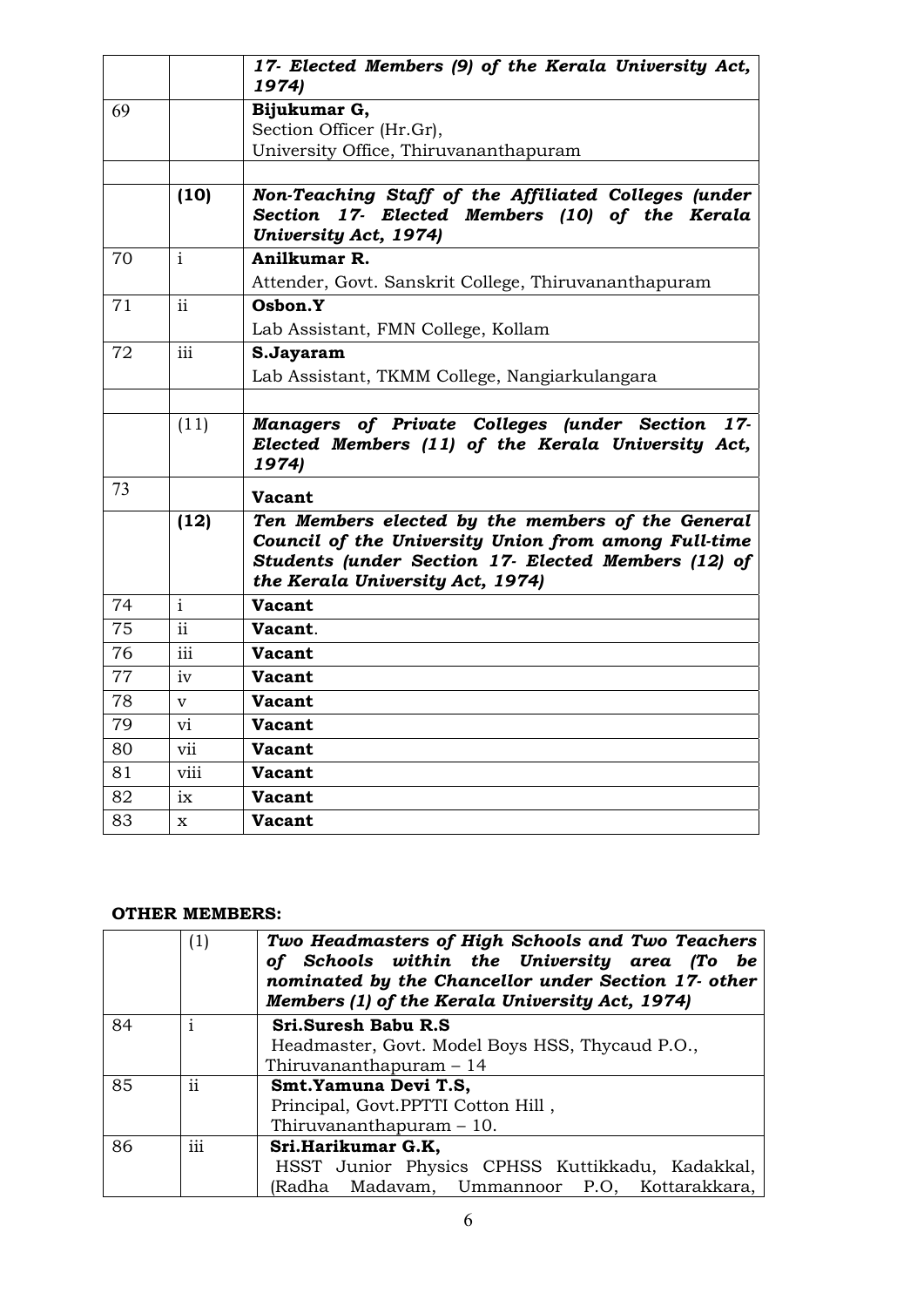| | | |
|---|---|---|
| | | ***17- Elected Members (9) of the Kerala University Act, 1974)*** |
| 69 | | **Bijukumar G,** Section Officer (Hr.Gr), University Office, Thiruvananthapuram |
| | | |
| | **(10)** | ***Non-Teaching Staff of the Affiliated Colleges (under Section 17- Elected Members (10) of the Kerala University Act, 1974)*** |
| 70 | i | **Anilkumar R.** Attender, Govt. Sanskrit College, Thiruvananthapuram |
| 71 | ii | **Osbon.Y** Lab Assistant, FMN College, Kollam |
| 72 | iii | **S.Jayaram** Lab Assistant, TKMM College, Nangiarkulangara |
| | | |
| | (11) | ***Managers of Private Colleges (under Section 17- Elected Members (11) of the Kerala University Act, 1974)*** |
| 73 | | **Vacant** |
| | **(12)** | ***Ten Members elected by the members of the General Council of the University Union from among Full-time Students (under Section 17- Elected Members (12) of the Kerala University Act, 1974)*** |
| 74 | i | **Vacant** |
| 75 | ii | **Vacant**. |
| 76 | iii | **Vacant** |
| 77 | iv | **Vacant** |
| 78 | v | **Vacant** |
| 79 | vi | **Vacant** |
| 80 | vii | **Vacant** |
| 81 | viii | **Vacant** |
| 82 | ix | **Vacant** |
| 83 | x | **Vacant** |

**OTHER MEMBERS:**

| | | |
|---|---|---|
| | (1) | ***Two Headmasters of High Schools and Two Teachers of Schools within the University area (To be nominated by the Chancellor under Section 17- other Members (1) of the Kerala University Act, 1974)*** |
| 84 | i | **Sri.Suresh Babu R.S** Headmaster, Govt. Model Boys HSS, Thycaud P.O., Thiruvananthapuram – 14 |
| 85 | ii | **Smt.Yamuna Devi T.S,** Principal, Govt.PPTTI Cotton Hill , Thiruvananthapuram – 10. |
| 86 | iii | **Sri.Harikumar G.K,** HSST Junior Physics CPHSS Kuttikkadu, Kadakkal, (Radha Madavam, Ummannoor P.O, Kottarakkara, |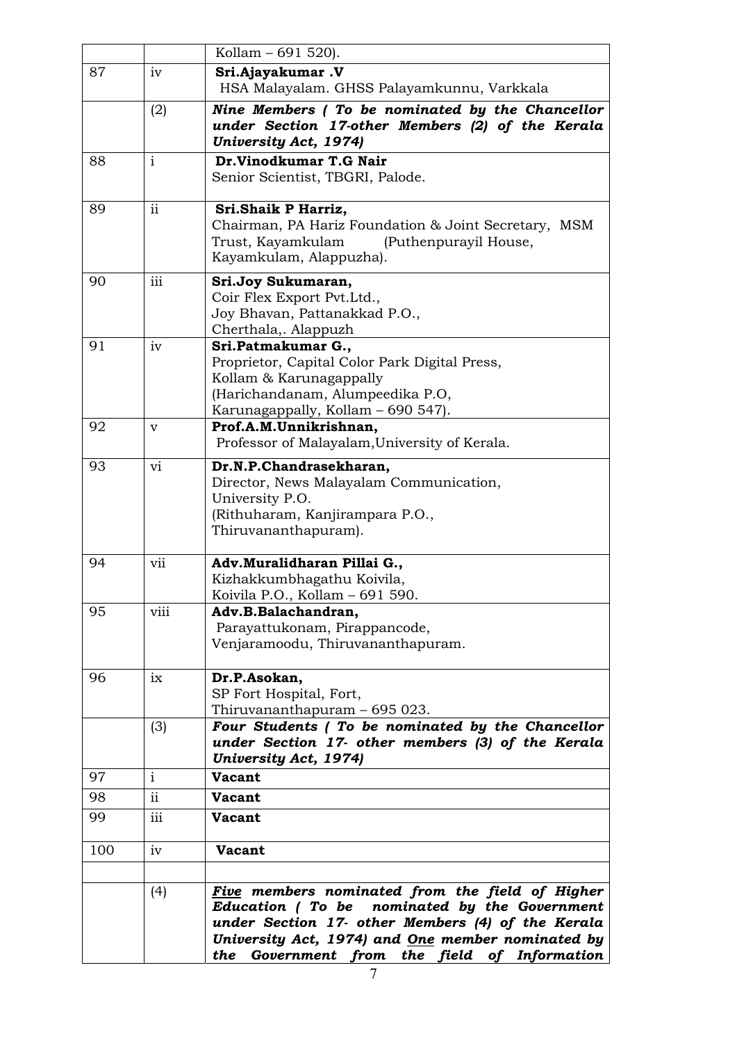| | | |
|---|---|---|
| | | Kollam – 691 520). |
| 87 | iv | **Sri.Ajayakumar .V**<br>HSA Malayalam. GHSS Palayamkunnu, Varkkala |
| | (2) | ***Nine Members ( To be nominated by the Chancellor under Section 17-other Members (2) of the Kerala University Act, 1974)*** |
| 88 | i | **Dr.Vinodkumar T.G Nair**<br>Senior Scientist, TBGRI, Palode. |
| 89 | ii | **Sri.Shaik P Harriz,**<br>Chairman, PA Hariz Foundation & Joint Secretary, MSM Trust, Kayamkulam (Puthenpurayil House, Kayamkulam, Alappuzha). |
| 90 | iii | **Sri.Joy Sukumaran,**<br>Coir Flex Export Pvt.Ltd.,<br>Joy Bhavan, Pattanakkad P.O.,<br>Cherthala,. Alappuzh |
| 91 | iv | **Sri.Patmakumar G.,**<br>Proprietor, Capital Color Park Digital Press,<br>Kollam & Karunagappally<br>(Harichandanam, Alumpeedika P.O,<br>Karunagappally, Kollam – 690 547). |
| 92 | v | **Prof.A.M.Unnikrishnan,**<br>Professor of Malayalam,University of Kerala. |
| 93 | vi | **Dr.N.P.Chandrasekharan,**<br>Director, News Malayalam Communication,<br>University P.O.<br>(Rithuharam, Kanjirampara P.O.,<br>Thiruvananthapuram). |
| 94 | vii | **Adv.Muralidharan Pillai G.,**<br>Kizhakkumbhagathu Koivila,<br>Koivila P.O., Kollam – 691 590. |
| 95 | viii | **Adv.B.Balachandran,**<br>Parayattukonam, Pirappancode,<br>Venjaramoodu, Thiruvananthapuram. |
| 96 | ix | **Dr.P.Asokan,**<br>SP Fort Hospital, Fort,<br>Thiruvananthapuram – 695 023. |
| | (3) | ***Four Students ( To be nominated by the Chancellor under Section 17- other members (3) of the Kerala University Act, 1974)*** |
| 97 | i | **Vacant** |
| 98 | ii | **Vacant** |
| 99 | iii | **Vacant** |
| 100 | iv | **Vacant** |
| | | |
| | (4) | ***<u>Five</u> members nominated from the field of Higher Education ( To be nominated by the Government under Section 17- other Members (4) of the Kerala University Act, 1974) and <u>One</u> member nominated by the Government from the field of Information*** |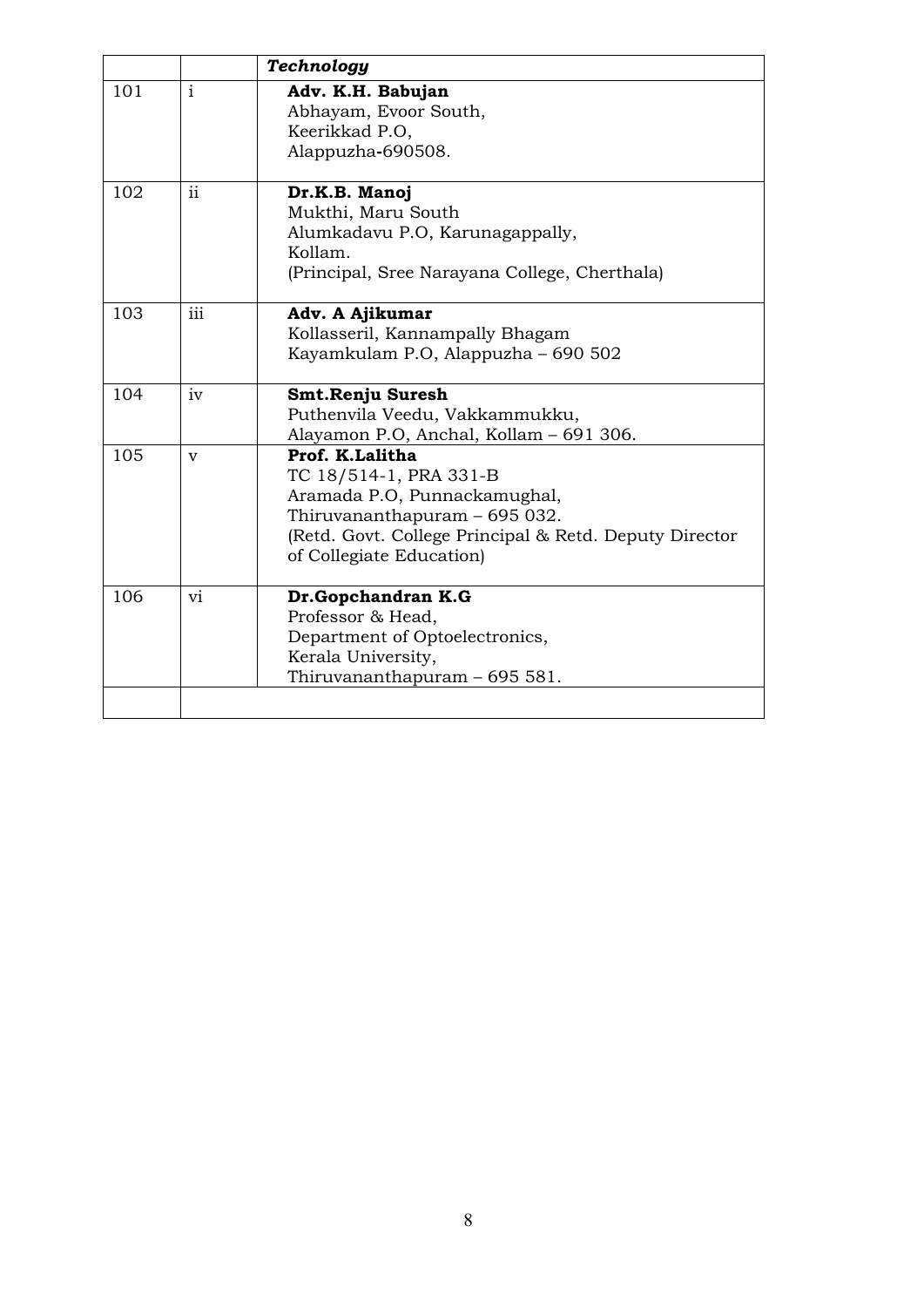| | | *Technology* |
|---|---|---|
| 101 | i | **Adv. K.H. Babujan**<br>Abhayam, Evoor South,<br>Keerikkad P.O,<br>Alappuzha-690508. |
| 102 | ii | **Dr.K.B. Manoj**<br>Mukthi, Maru South<br>Alumkadavu P.O, Karunagappally,<br>Kollam.<br>(Principal, Sree Narayana College, Cherthala) |
| 103 | iii | **Adv. A Ajikumar**<br>Kollasseril, Kannampally Bhagam<br>Kayamkulam P.O, Alappuzha – 690 502 |
| 104 | iv | **Smt.Renju Suresh**<br>Puthenvila Veedu, Vakkammukku,<br>Alayamon P.O, Anchal, Kollam – 691 306. |
| 105 | v | **Prof. K.Lalitha**<br>TC 18/514-1, PRA 331-B<br>Aramada P.O, Punnackamughal,<br>Thiruvananthapuram – 695 032.<br>(Retd. Govt. College Principal & Retd. Deputy Director of Collegiate Education) |
| 106 | vi | **Dr.Gopchandran K.G**<br>Professor & Head,<br>Department of Optoelectronics,<br>Kerala University,<br>Thiruvananthapuram – 695 581. |
| | | |